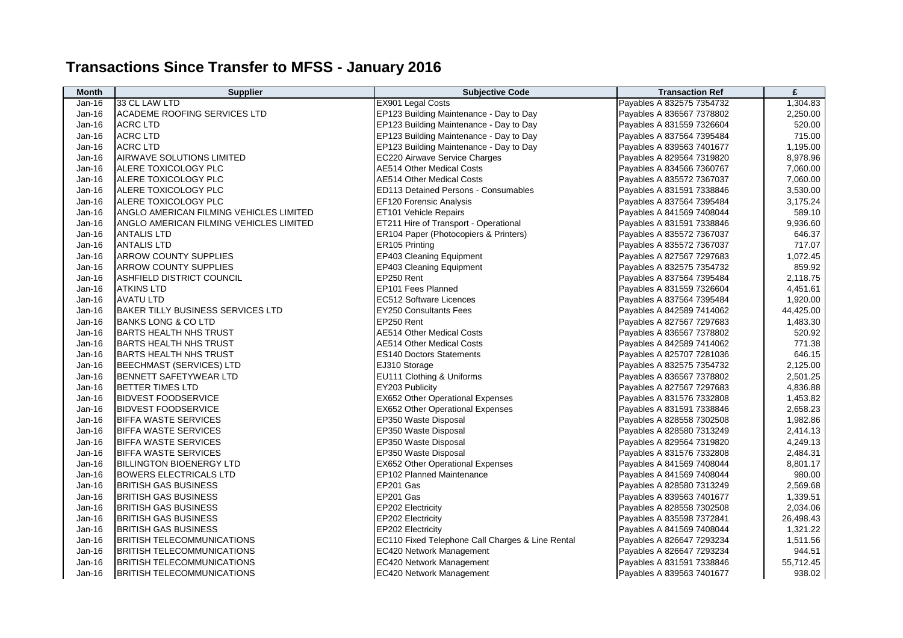# Transactions Since Transfer to MFSS - January 2016

| Month | Supplier | Subjective Code | Transaction Ref | £ |
|---|---|---|---|---|
| Jan-16 | 33 CL LAW LTD | EX901 Legal Costs | Payables A 832575 7354732 | 1,304.83 |
| Jan-16 | ACADEME ROOFING SERVICES LTD | EP123 Building Maintenance - Day to Day | Payables A 836567 7378802 | 2,250.00 |
| Jan-16 | ACRC LTD | EP123 Building Maintenance - Day to Day | Payables A 831559 7326604 | 520.00 |
| Jan-16 | ACRC LTD | EP123 Building Maintenance - Day to Day | Payables A 837564 7395484 | 715.00 |
| Jan-16 | ACRC LTD | EP123 Building Maintenance - Day to Day | Payables A 839563 7401677 | 1,195.00 |
| Jan-16 | AIRWAVE SOLUTIONS LIMITED | EC220 Airwave Service Charges | Payables A 829564 7319820 | 8,978.96 |
| Jan-16 | ALERE TOXICOLOGY PLC | AE514 Other Medical Costs | Payables A 834566 7360767 | 7,060.00 |
| Jan-16 | ALERE TOXICOLOGY PLC | AE514 Other Medical Costs | Payables A 835572 7367037 | 7,060.00 |
| Jan-16 | ALERE TOXICOLOGY PLC | ED113 Detained Persons - Consumables | Payables A 831591 7338846 | 3,530.00 |
| Jan-16 | ALERE TOXICOLOGY PLC | EF120 Forensic Analysis | Payables A 837564 7395484 | 3,175.24 |
| Jan-16 | ANGLO AMERICAN FILMING VEHICLES LIMITED | ET101 Vehicle Repairs | Payables A 841569 7408044 | 589.10 |
| Jan-16 | ANGLO AMERICAN FILMING VEHICLES LIMITED | ET211 Hire of Transport - Operational | Payables A 831591 7338846 | 9,936.60 |
| Jan-16 | ANTALIS LTD | ER104 Paper (Photocopiers & Printers) | Payables A 835572 7367037 | 646.37 |
| Jan-16 | ANTALIS LTD | ER105 Printing | Payables A 835572 7367037 | 717.07 |
| Jan-16 | ARROW COUNTY SUPPLIES | EP403 Cleaning Equipment | Payables A 827567 7297683 | 1,072.45 |
| Jan-16 | ARROW COUNTY SUPPLIES | EP403 Cleaning Equipment | Payables A 832575 7354732 | 859.92 |
| Jan-16 | ASHFIELD DISTRICT COUNCIL | EP250 Rent | Payables A 837564 7395484 | 2,118.75 |
| Jan-16 | ATKINS LTD | EP101 Fees Planned | Payables A 831559 7326604 | 4,451.61 |
| Jan-16 | AVATU LTD | EC512 Software Licences | Payables A 837564 7395484 | 1,920.00 |
| Jan-16 | BAKER TILLY BUSINESS SERVICES LTD | EY250 Consultants Fees | Payables A 842589 7414062 | 44,425.00 |
| Jan-16 | BANKS LONG & CO LTD | EP250 Rent | Payables A 827567 7297683 | 1,483.30 |
| Jan-16 | BARTS HEALTH NHS TRUST | AE514 Other Medical Costs | Payables A 836567 7378802 | 520.92 |
| Jan-16 | BARTS HEALTH NHS TRUST | AE514 Other Medical Costs | Payables A 842589 7414062 | 771.38 |
| Jan-16 | BARTS HEALTH NHS TRUST | ES140 Doctors Statements | Payables A 825707 7281036 | 646.15 |
| Jan-16 | BEECHMAST (SERVICES) LTD | EJ310 Storage | Payables A 832575 7354732 | 2,125.00 |
| Jan-16 | BENNETT SAFETYWEAR LTD | EU111 Clothing & Uniforms | Payables A 836567 7378802 | 2,501.25 |
| Jan-16 | BETTER TIMES LTD | EY203 Publicity | Payables A 827567 7297683 | 4,836.88 |
| Jan-16 | BIDVEST FOODSERVICE | EX652 Other Operational Expenses | Payables A 831576 7332808 | 1,453.82 |
| Jan-16 | BIDVEST FOODSERVICE | EX652 Other Operational Expenses | Payables A 831591 7338846 | 2,658.23 |
| Jan-16 | BIFFA WASTE SERVICES | EP350 Waste Disposal | Payables A 828558 7302508 | 1,982.86 |
| Jan-16 | BIFFA WASTE SERVICES | EP350 Waste Disposal | Payables A 828580 7313249 | 2,414.13 |
| Jan-16 | BIFFA WASTE SERVICES | EP350 Waste Disposal | Payables A 829564 7319820 | 4,249.13 |
| Jan-16 | BIFFA WASTE SERVICES | EP350 Waste Disposal | Payables A 831576 7332808 | 2,484.31 |
| Jan-16 | BILLINGTON BIOENERGY LTD | EX652 Other Operational Expenses | Payables A 841569 7408044 | 8,801.17 |
| Jan-16 | BOWERS ELECTRICALS LTD | EP102 Planned Maintenance | Payables A 841569 7408044 | 980.00 |
| Jan-16 | BRITISH GAS BUSINESS | EP201 Gas | Payables A 828580 7313249 | 2,569.68 |
| Jan-16 | BRITISH GAS BUSINESS | EP201 Gas | Payables A 839563 7401677 | 1,339.51 |
| Jan-16 | BRITISH GAS BUSINESS | EP202 Electricity | Payables A 828558 7302508 | 2,034.06 |
| Jan-16 | BRITISH GAS BUSINESS | EP202 Electricity | Payables A 835598 7372841 | 26,498.43 |
| Jan-16 | BRITISH GAS BUSINESS | EP202 Electricity | Payables A 841569 7408044 | 1,321.22 |
| Jan-16 | BRITISH TELECOMMUNICATIONS | EC110 Fixed Telephone Call Charges & Line Rental | Payables A 826647 7293234 | 1,511.56 |
| Jan-16 | BRITISH TELECOMMUNICATIONS | EC420 Network Management | Payables A 826647 7293234 | 944.51 |
| Jan-16 | BRITISH TELECOMMUNICATIONS | EC420 Network Management | Payables A 831591 7338846 | 55,712.45 |
| Jan-16 | BRITISH TELECOMMUNICATIONS | EC420 Network Management | Payables A 839563 7401677 | 938.02 |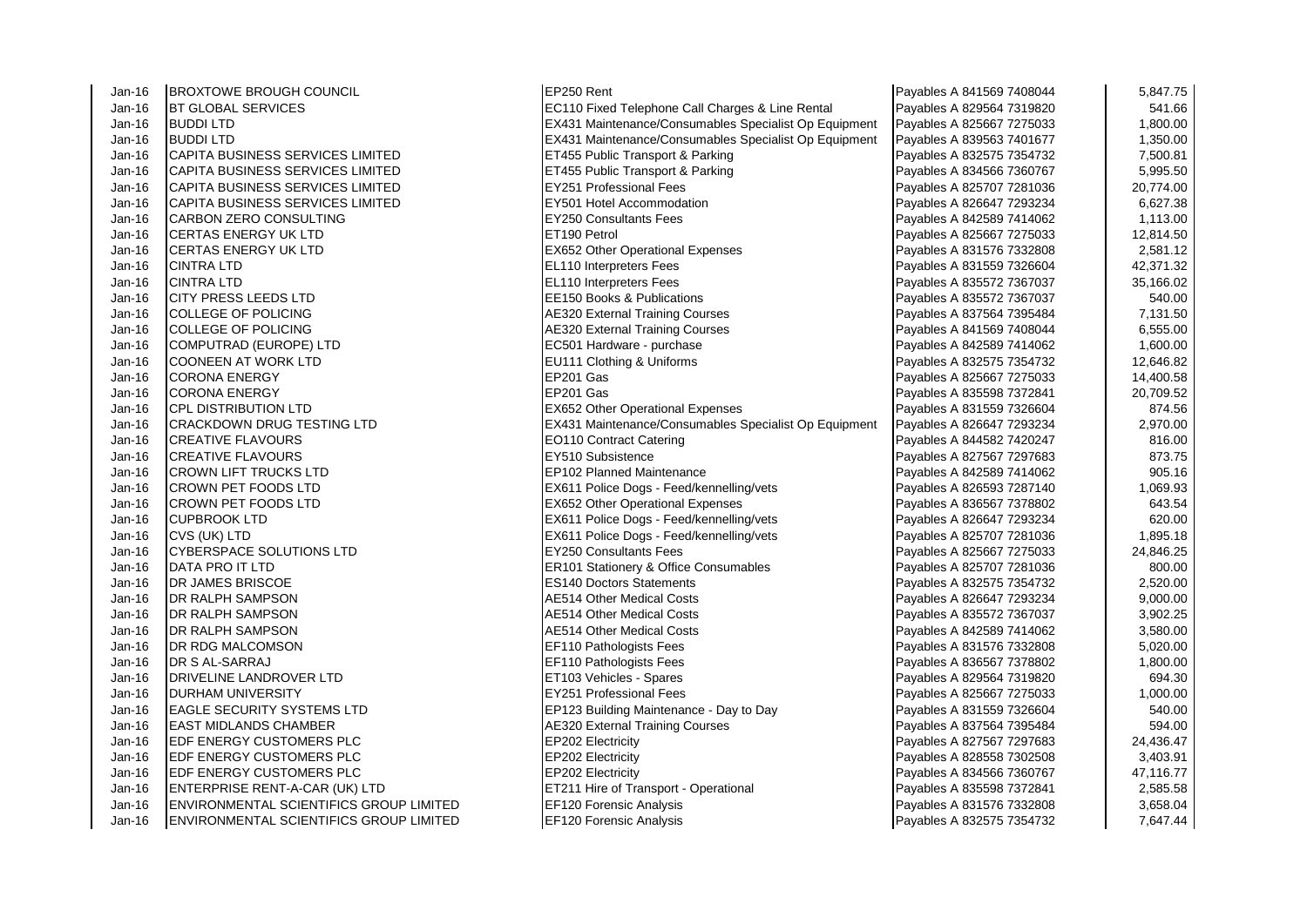| | | | | |
|---|---|---|---|---|
| Jan-16 | BROXTOWE BROUGH COUNCIL | EP250 Rent | Payables A 841569 7408044 | 5,847.75 |
| Jan-16 | BT GLOBAL SERVICES | EC110 Fixed Telephone Call Charges & Line Rental | Payables A 829564 7319820 | 541.66 |
| Jan-16 | BUDDI LTD | EX431 Maintenance/Consumables Specialist Op Equipment | Payables A 825667 7275033 | 1,800.00 |
| Jan-16 | BUDDI LTD | EX431 Maintenance/Consumables Specialist Op Equipment | Payables A 839563 7401677 | 1,350.00 |
| Jan-16 | CAPITA BUSINESS SERVICES LIMITED | ET455 Public Transport & Parking | Payables A 832575 7354732 | 7,500.81 |
| Jan-16 | CAPITA BUSINESS SERVICES LIMITED | ET455 Public Transport & Parking | Payables A 834566 7360767 | 5,995.50 |
| Jan-16 | CAPITA BUSINESS SERVICES LIMITED | EY251 Professional Fees | Payables A 825707 7281036 | 20,774.00 |
| Jan-16 | CAPITA BUSINESS SERVICES LIMITED | EY501 Hotel Accommodation | Payables A 826647 7293234 | 6,627.38 |
| Jan-16 | CARBON ZERO CONSULTING | EY250 Consultants Fees | Payables A 842589 7414062 | 1,113.00 |
| Jan-16 | CERTAS ENERGY UK LTD | ET190 Petrol | Payables A 825667 7275033 | 12,814.50 |
| Jan-16 | CERTAS ENERGY UK LTD | EX652 Other Operational Expenses | Payables A 831576 7332808 | 2,581.12 |
| Jan-16 | CINTRA LTD | EL110 Interpreters Fees | Payables A 831559 7326604 | 42,371.32 |
| Jan-16 | CINTRA LTD | EL110 Interpreters Fees | Payables A 835572 7367037 | 35,166.02 |
| Jan-16 | CITY PRESS LEEDS LTD | EE150 Books & Publications | Payables A 835572 7367037 | 540.00 |
| Jan-16 | COLLEGE OF POLICING | AE320 External Training Courses | Payables A 837564 7395484 | 7,131.50 |
| Jan-16 | COLLEGE OF POLICING | AE320 External Training Courses | Payables A 841569 7408044 | 6,555.00 |
| Jan-16 | COMPUTRAD (EUROPE) LTD | EC501 Hardware - purchase | Payables A 842589 7414062 | 1,600.00 |
| Jan-16 | COONEEN AT WORK LTD | EU111 Clothing & Uniforms | Payables A 832575 7354732 | 12,646.82 |
| Jan-16 | CORONA ENERGY | EP201 Gas | Payables A 825667 7275033 | 14,400.58 |
| Jan-16 | CORONA ENERGY | EP201 Gas | Payables A 835598 7372841 | 20,709.52 |
| Jan-16 | CPL DISTRIBUTION LTD | EX652 Other Operational Expenses | Payables A 831559 7326604 | 874.56 |
| Jan-16 | CRACKDOWN DRUG TESTING LTD | EX431 Maintenance/Consumables Specialist Op Equipment | Payables A 826647 7293234 | 2,970.00 |
| Jan-16 | CREATIVE FLAVOURS | EO110 Contract Catering | Payables A 844582 7420247 | 816.00 |
| Jan-16 | CREATIVE FLAVOURS | EY510 Subsistence | Payables A 827567 7297683 | 873.75 |
| Jan-16 | CROWN LIFT TRUCKS LTD | EP102 Planned Maintenance | Payables A 842589 7414062 | 905.16 |
| Jan-16 | CROWN PET FOODS LTD | EX611 Police Dogs - Feed/kennelling/vets | Payables A 826593 7287140 | 1,069.93 |
| Jan-16 | CROWN PET FOODS LTD | EX652 Other Operational Expenses | Payables A 836567 7378802 | 643.54 |
| Jan-16 | CUPBROOK LTD | EX611 Police Dogs - Feed/kennelling/vets | Payables A 826647 7293234 | 620.00 |
| Jan-16 | CVS (UK) LTD | EX611 Police Dogs - Feed/kennelling/vets | Payables A 825707 7281036 | 1,895.18 |
| Jan-16 | CYBERSPACE SOLUTIONS LTD | EY250 Consultants Fees | Payables A 825667 7275033 | 24,846.25 |
| Jan-16 | DATA PRO IT LTD | ER101 Stationery & Office Consumables | Payables A 825707 7281036 | 800.00 |
| Jan-16 | DR JAMES BRISCOE | ES140 Doctors Statements | Payables A 832575 7354732 | 2,520.00 |
| Jan-16 | DR RALPH SAMPSON | AE514 Other Medical Costs | Payables A 826647 7293234 | 9,000.00 |
| Jan-16 | DR RALPH SAMPSON | AE514 Other Medical Costs | Payables A 835572 7367037 | 3,902.25 |
| Jan-16 | DR RALPH SAMPSON | AE514 Other Medical Costs | Payables A 842589 7414062 | 3,580.00 |
| Jan-16 | DR RDG MALCOMSON | EF110 Pathologists Fees | Payables A 831576 7332808 | 5,020.00 |
| Jan-16 | DR S AL-SARRAJ | EF110 Pathologists Fees | Payables A 836567 7378802 | 1,800.00 |
| Jan-16 | DRIVELINE LANDROVER LTD | ET103 Vehicles - Spares | Payables A 829564 7319820 | 694.30 |
| Jan-16 | DURHAM UNIVERSITY | EY251 Professional Fees | Payables A 825667 7275033 | 1,000.00 |
| Jan-16 | EAGLE SECURITY SYSTEMS LTD | EP123 Building Maintenance - Day to Day | Payables A 831559 7326604 | 540.00 |
| Jan-16 | EAST MIDLANDS CHAMBER | AE320 External Training Courses | Payables A 837564 7395484 | 594.00 |
| Jan-16 | EDF ENERGY CUSTOMERS PLC | EP202 Electricity | Payables A 827567 7297683 | 24,436.47 |
| Jan-16 | EDF ENERGY CUSTOMERS PLC | EP202 Electricity | Payables A 828558 7302508 | 3,403.91 |
| Jan-16 | EDF ENERGY CUSTOMERS PLC | EP202 Electricity | Payables A 834566 7360767 | 47,116.77 |
| Jan-16 | ENTERPRISE RENT-A-CAR (UK) LTD | ET211 Hire of Transport - Operational | Payables A 835598 7372841 | 2,585.58 |
| Jan-16 | ENVIRONMENTAL SCIENTIFICS GROUP LIMITED | EF120 Forensic Analysis | Payables A 831576 7332808 | 3,658.04 |
| Jan-16 | ENVIRONMENTAL SCIENTIFICS GROUP LIMITED | EF120 Forensic Analysis | Payables A 832575 7354732 | 7,647.44 |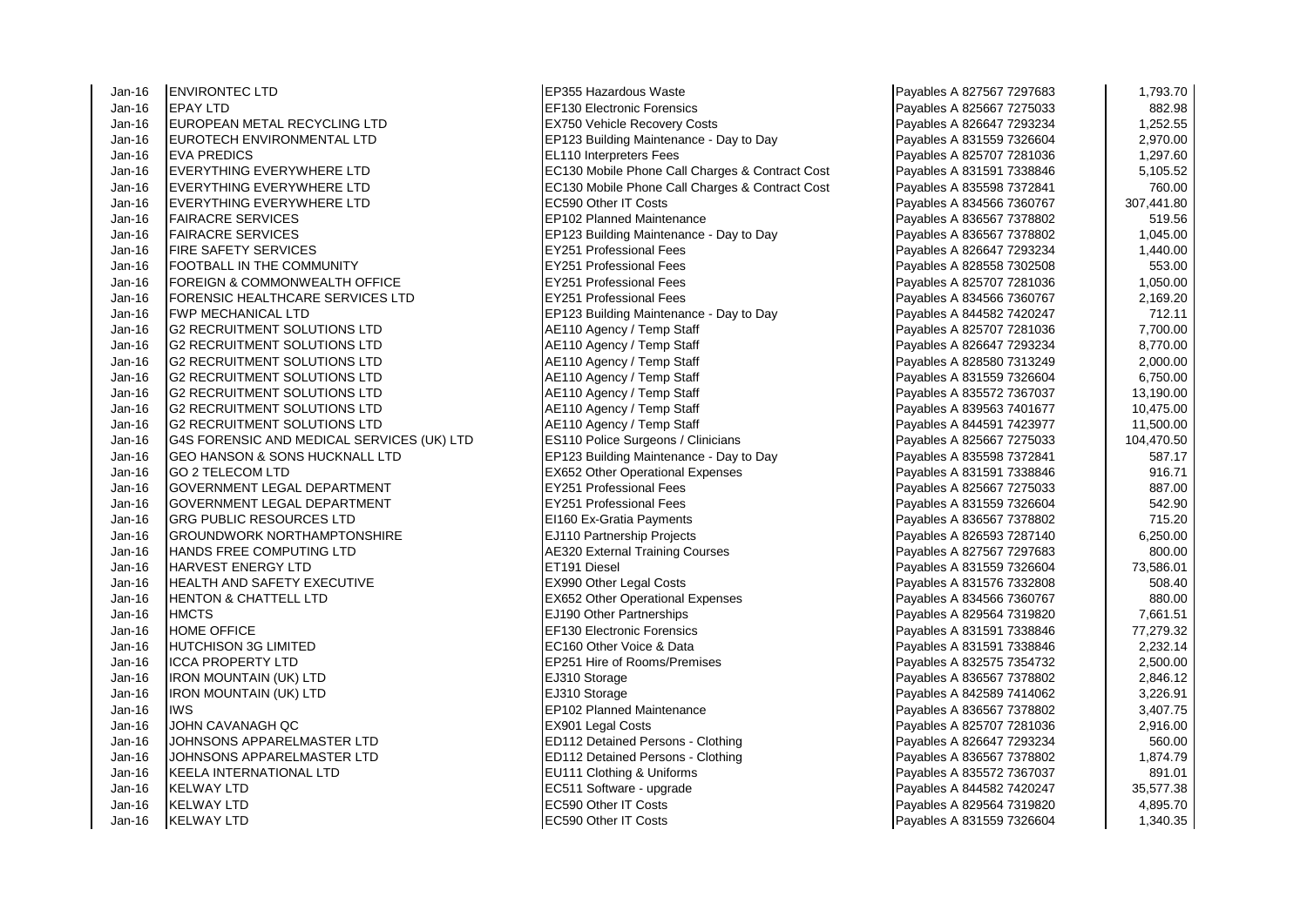| | | | | |
|---|---|---|---|---|
| Jan-16 | ENVIRONTEC LTD | EP355 Hazardous Waste | Payables A 827567 7297683 | 1,793.70 |
| Jan-16 | EPAY LTD | EF130 Electronic Forensics | Payables A 825667 7275033 | 882.98 |
| Jan-16 | EUROPEAN METAL RECYCLING LTD | EX750 Vehicle Recovery Costs | Payables A 826647 7293234 | 1,252.55 |
| Jan-16 | EUROTECH ENVIRONMENTAL LTD | EP123 Building Maintenance - Day to Day | Payables A 831559 7326604 | 2,970.00 |
| Jan-16 | EVA PREDICS | EL110 Interpreters Fees | Payables A 825707 7281036 | 1,297.60 |
| Jan-16 | EVERYTHING EVERYWHERE LTD | EC130 Mobile Phone Call Charges & Contract Cost | Payables A 831591 7338846 | 5,105.52 |
| Jan-16 | EVERYTHING EVERYWHERE LTD | EC130 Mobile Phone Call Charges & Contract Cost | Payables A 835598 7372841 | 760.00 |
| Jan-16 | EVERYTHING EVERYWHERE LTD | EC590 Other IT Costs | Payables A 834566 7360767 | 307,441.80 |
| Jan-16 | FAIRACRE SERVICES | EP102 Planned Maintenance | Payables A 836567 7378802 | 519.56 |
| Jan-16 | FAIRACRE SERVICES | EP123 Building Maintenance - Day to Day | Payables A 836567 7378802 | 1,045.00 |
| Jan-16 | FIRE SAFETY SERVICES | EY251 Professional Fees | Payables A 826647 7293234 | 1,440.00 |
| Jan-16 | FOOTBALL IN THE COMMUNITY | EY251 Professional Fees | Payables A 828558 7302508 | 553.00 |
| Jan-16 | FOREIGN & COMMONWEALTH OFFICE | EY251 Professional Fees | Payables A 825707 7281036 | 1,050.00 |
| Jan-16 | FORENSIC HEALTHCARE SERVICES LTD | EY251 Professional Fees | Payables A 834566 7360767 | 2,169.20 |
| Jan-16 | FWP MECHANICAL LTD | EP123 Building Maintenance - Day to Day | Payables A 844582 7420247 | 712.11 |
| Jan-16 | G2 RECRUITMENT SOLUTIONS LTD | AE110 Agency / Temp Staff | Payables A 825707 7281036 | 7,700.00 |
| Jan-16 | G2 RECRUITMENT SOLUTIONS LTD | AE110 Agency / Temp Staff | Payables A 826647 7293234 | 8,770.00 |
| Jan-16 | G2 RECRUITMENT SOLUTIONS LTD | AE110 Agency / Temp Staff | Payables A 828580 7313249 | 2,000.00 |
| Jan-16 | G2 RECRUITMENT SOLUTIONS LTD | AE110 Agency / Temp Staff | Payables A 831559 7326604 | 6,750.00 |
| Jan-16 | G2 RECRUITMENT SOLUTIONS LTD | AE110 Agency / Temp Staff | Payables A 835572 7367037 | 13,190.00 |
| Jan-16 | G2 RECRUITMENT SOLUTIONS LTD | AE110 Agency / Temp Staff | Payables A 839563 7401677 | 10,475.00 |
| Jan-16 | G2 RECRUITMENT SOLUTIONS LTD | AE110 Agency / Temp Staff | Payables A 844591 7423977 | 11,500.00 |
| Jan-16 | G4S FORENSIC AND MEDICAL SERVICES (UK) LTD | ES110 Police Surgeons / Clinicians | Payables A 825667 7275033 | 104,470.50 |
| Jan-16 | GEO HANSON & SONS HUCKNALL LTD | EP123 Building Maintenance - Day to Day | Payables A 835598 7372841 | 587.17 |
| Jan-16 | GO 2 TELECOM LTD | EX652 Other Operational Expenses | Payables A 831591 7338846 | 916.71 |
| Jan-16 | GOVERNMENT LEGAL DEPARTMENT | EY251 Professional Fees | Payables A 825667 7275033 | 887.00 |
| Jan-16 | GOVERNMENT LEGAL DEPARTMENT | EY251 Professional Fees | Payables A 831559 7326604 | 542.90 |
| Jan-16 | GRG PUBLIC RESOURCES LTD | EI160 Ex-Gratia Payments | Payables A 836567 7378802 | 715.20 |
| Jan-16 | GROUNDWORK NORTHAMPTONSHIRE | EJ110 Partnership Projects | Payables A 826593 7287140 | 6,250.00 |
| Jan-16 | HANDS FREE COMPUTING LTD | AE320 External Training Courses | Payables A 827567 7297683 | 800.00 |
| Jan-16 | HARVEST ENERGY LTD | ET191 Diesel | Payables A 831559 7326604 | 73,586.01 |
| Jan-16 | HEALTH AND SAFETY EXECUTIVE | EX990 Other Legal Costs | Payables A 831576 7332808 | 508.40 |
| Jan-16 | HENTON & CHATTELL LTD | EX652 Other Operational Expenses | Payables A 834566 7360767 | 880.00 |
| Jan-16 | HMCTS | EJ190 Other Partnerships | Payables A 829564 7319820 | 7,661.51 |
| Jan-16 | HOME OFFICE | EF130 Electronic Forensics | Payables A 831591 7338846 | 77,279.32 |
| Jan-16 | HUTCHISON 3G LIMITED | EC160 Other Voice & Data | Payables A 831591 7338846 | 2,232.14 |
| Jan-16 | ICCA PROPERTY LTD | EP251 Hire of Rooms/Premises | Payables A 832575 7354732 | 2,500.00 |
| Jan-16 | IRON MOUNTAIN (UK) LTD | EJ310 Storage | Payables A 836567 7378802 | 2,846.12 |
| Jan-16 | IRON MOUNTAIN (UK) LTD | EJ310 Storage | Payables A 842589 7414062 | 3,226.91 |
| Jan-16 | IWS | EP102 Planned Maintenance | Payables A 836567 7378802 | 3,407.75 |
| Jan-16 | JOHN CAVANAGH QC | EX901 Legal Costs | Payables A 825707 7281036 | 2,916.00 |
| Jan-16 | JOHNSONS APPARELMASTER LTD | ED112 Detained Persons - Clothing | Payables A 826647 7293234 | 560.00 |
| Jan-16 | JOHNSONS APPARELMASTER LTD | ED112 Detained Persons - Clothing | Payables A 836567 7378802 | 1,874.79 |
| Jan-16 | KEELA INTERNATIONAL LTD | EU111 Clothing & Uniforms | Payables A 835572 7367037 | 891.01 |
| Jan-16 | KELWAY LTD | EC511 Software - upgrade | Payables A 844582 7420247 | 35,577.38 |
| Jan-16 | KELWAY LTD | EC590 Other IT Costs | Payables A 829564 7319820 | 4,895.70 |
| Jan-16 | KELWAY LTD | EC590 Other IT Costs | Payables A 831559 7326604 | 1,340.35 |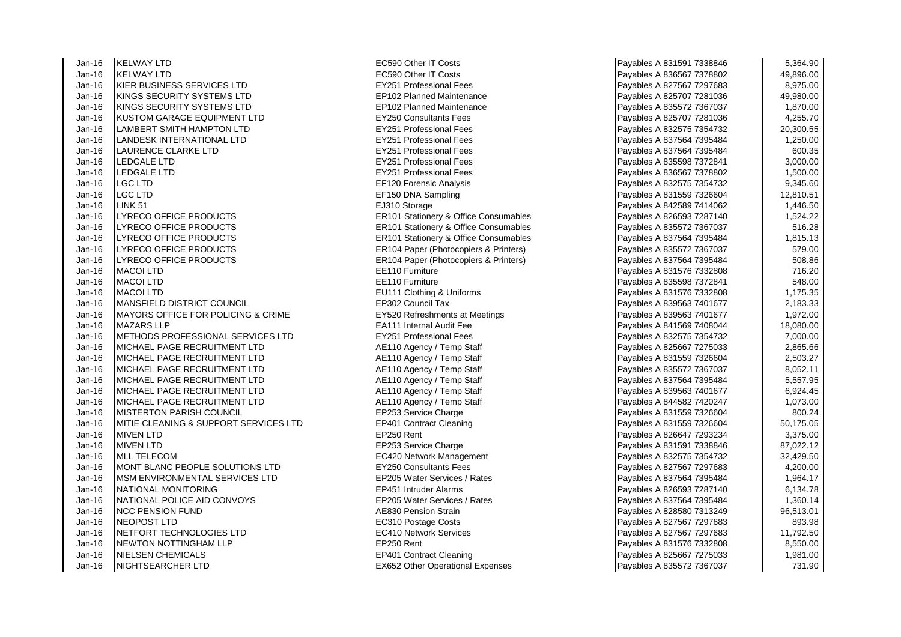| | | | | |
|---|---|---|---|---|
| Jan-16 | KELWAY LTD | EC590 Other IT Costs | Payables A 831591 7338846 | 5,364.90 |
| Jan-16 | KELWAY LTD | EC590 Other IT Costs | Payables A 836567 7378802 | 49,896.00 |
| Jan-16 | KIER BUSINESS SERVICES LTD | EY251 Professional Fees | Payables A 827567 7297683 | 8,975.00 |
| Jan-16 | KINGS SECURITY SYSTEMS LTD | EP102 Planned Maintenance | Payables A 825707 7281036 | 49,980.00 |
| Jan-16 | KINGS SECURITY SYSTEMS LTD | EP102 Planned Maintenance | Payables A 835572 7367037 | 1,870.00 |
| Jan-16 | KUSTOM GARAGE EQUIPMENT LTD | EY250 Consultants Fees | Payables A 825707 7281036 | 4,255.70 |
| Jan-16 | LAMBERT SMITH HAMPTON LTD | EY251 Professional Fees | Payables A 832575 7354732 | 20,300.55 |
| Jan-16 | LANDESK INTERNATIONAL LTD | EY251 Professional Fees | Payables A 837564 7395484 | 1,250.00 |
| Jan-16 | LAURENCE CLARKE LTD | EY251 Professional Fees | Payables A 837564 7395484 | 600.35 |
| Jan-16 | LEDGALE LTD | EY251 Professional Fees | Payables A 835598 7372841 | 3,000.00 |
| Jan-16 | LEDGALE LTD | EY251 Professional Fees | Payables A 836567 7378802 | 1,500.00 |
| Jan-16 | LGC LTD | EF120 Forensic Analysis | Payables A 832575 7354732 | 9,345.60 |
| Jan-16 | LGC LTD | EF150 DNA Sampling | Payables A 831559 7326604 | 12,810.51 |
| Jan-16 | LINK 51 | EJ310 Storage | Payables A 842589 7414062 | 1,446.50 |
| Jan-16 | LYRECO OFFICE PRODUCTS | ER101 Stationery & Office Consumables | Payables A 826593 7287140 | 1,524.22 |
| Jan-16 | LYRECO OFFICE PRODUCTS | ER101 Stationery & Office Consumables | Payables A 835572 7367037 | 516.28 |
| Jan-16 | LYRECO OFFICE PRODUCTS | ER101 Stationery & Office Consumables | Payables A 837564 7395484 | 1,815.13 |
| Jan-16 | LYRECO OFFICE PRODUCTS | ER104 Paper (Photocopiers & Printers) | Payables A 835572 7367037 | 579.00 |
| Jan-16 | LYRECO OFFICE PRODUCTS | ER104 Paper (Photocopiers & Printers) | Payables A 837564 7395484 | 508.86 |
| Jan-16 | MACOI LTD | EE110 Furniture | Payables A 831576 7332808 | 716.20 |
| Jan-16 | MACOI LTD | EE110 Furniture | Payables A 835598 7372841 | 548.00 |
| Jan-16 | MACOI LTD | EU111 Clothing & Uniforms | Payables A 831576 7332808 | 1,175.35 |
| Jan-16 | MANSFIELD DISTRICT COUNCIL | EP302 Council Tax | Payables A 839563 7401677 | 2,183.33 |
| Jan-16 | MAYORS OFFICE FOR POLICING & CRIME | EY520 Refreshments at Meetings | Payables A 839563 7401677 | 1,972.00 |
| Jan-16 | MAZARS LLP | EA111 Internal Audit Fee | Payables A 841569 7408044 | 18,080.00 |
| Jan-16 | METHODS PROFESSIONAL SERVICES LTD | EY251 Professional Fees | Payables A 832575 7354732 | 7,000.00 |
| Jan-16 | MICHAEL PAGE RECRUITMENT LTD | AE110 Agency / Temp Staff | Payables A 825667 7275033 | 2,865.66 |
| Jan-16 | MICHAEL PAGE RECRUITMENT LTD | AE110 Agency / Temp Staff | Payables A 831559 7326604 | 2,503.27 |
| Jan-16 | MICHAEL PAGE RECRUITMENT LTD | AE110 Agency / Temp Staff | Payables A 835572 7367037 | 8,052.11 |
| Jan-16 | MICHAEL PAGE RECRUITMENT LTD | AE110 Agency / Temp Staff | Payables A 837564 7395484 | 5,557.95 |
| Jan-16 | MICHAEL PAGE RECRUITMENT LTD | AE110 Agency / Temp Staff | Payables A 839563 7401677 | 6,924.45 |
| Jan-16 | MICHAEL PAGE RECRUITMENT LTD | AE110 Agency / Temp Staff | Payables A 844582 7420247 | 1,073.00 |
| Jan-16 | MISTERTON PARISH COUNCIL | EP253 Service Charge | Payables A 831559 7326604 | 800.24 |
| Jan-16 | MITIE CLEANING & SUPPORT SERVICES LTD | EP401 Contract Cleaning | Payables A 831559 7326604 | 50,175.05 |
| Jan-16 | MIVEN LTD | EP250 Rent | Payables A 826647 7293234 | 3,375.00 |
| Jan-16 | MIVEN LTD | EP253 Service Charge | Payables A 831591 7338846 | 87,022.12 |
| Jan-16 | MLL TELECOM | EC420 Network Management | Payables A 832575 7354732 | 32,429.50 |
| Jan-16 | MONT BLANC PEOPLE SOLUTIONS LTD | EY250 Consultants Fees | Payables A 827567 7297683 | 4,200.00 |
| Jan-16 | MSM ENVIRONMENTAL SERVICES LTD | EP205 Water Services / Rates | Payables A 837564 7395484 | 1,964.17 |
| Jan-16 | NATIONAL MONITORING | EP451 Intruder Alarms | Payables A 826593 7287140 | 6,134.78 |
| Jan-16 | NATIONAL POLICE AID CONVOYS | EP205 Water Services / Rates | Payables A 837564 7395484 | 1,360.14 |
| Jan-16 | NCC PENSION FUND | AE830 Pension Strain | Payables A 828580 7313249 | 96,513.01 |
| Jan-16 | NEOPOST LTD | EC310 Postage Costs | Payables A 827567 7297683 | 893.98 |
| Jan-16 | NETFORT TECHNOLOGIES LTD | EC410 Network Services | Payables A 827567 7297683 | 11,792.50 |
| Jan-16 | NEWTON NOTTINGHAM LLP | EP250 Rent | Payables A 831576 7332808 | 8,550.00 |
| Jan-16 | NIELSEN CHEMICALS | EP401 Contract Cleaning | Payables A 825667 7275033 | 1,981.00 |
| Jan-16 | NIGHTSEARCHER LTD | EX652 Other Operational Expenses | Payables A 835572 7367037 | 731.90 |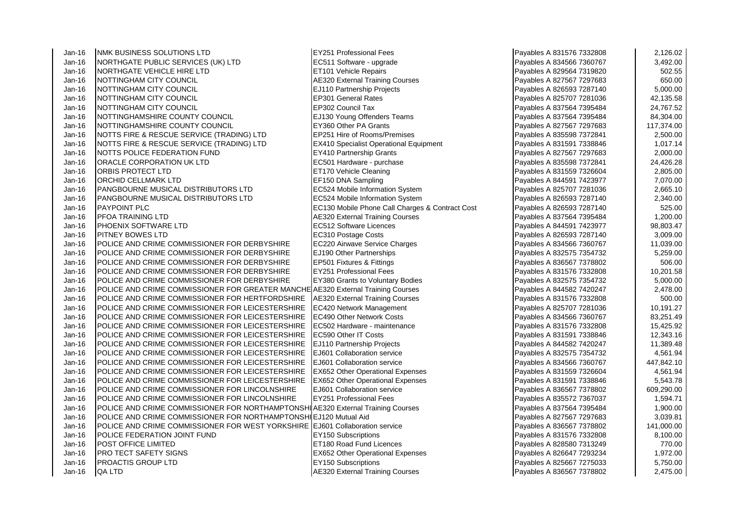| | | | | |
|---|---|---|---|---|
| Jan-16 | NMK BUSINESS SOLUTIONS LTD | EY251 Professional Fees | Payables A 831576 7332808 | 2,126.02 |
| Jan-16 | NORTHGATE PUBLIC SERVICES (UK) LTD | EC511 Software - upgrade | Payables A 834566 7360767 | 3,492.00 |
| Jan-16 | NORTHGATE VEHICLE HIRE LTD | ET101 Vehicle Repairs | Payables A 829564 7319820 | 502.55 |
| Jan-16 | NOTTINGHAM CITY COUNCIL | AE320 External Training Courses | Payables A 827567 7297683 | 650.00 |
| Jan-16 | NOTTINGHAM CITY COUNCIL | EJ110 Partnership Projects | Payables A 826593 7287140 | 5,000.00 |
| Jan-16 | NOTTINGHAM CITY COUNCIL | EP301 General Rates | Payables A 825707 7281036 | 42,135.58 |
| Jan-16 | NOTTINGHAM CITY COUNCIL | EP302 Council Tax | Payables A 837564 7395484 | 24,767.52 |
| Jan-16 | NOTTINGHAMSHIRE COUNTY COUNCIL | EJ130 Young Offenders Teams | Payables A 837564 7395484 | 84,304.00 |
| Jan-16 | NOTTINGHAMSHIRE COUNTY COUNCIL | EY360 Other PA Grants | Payables A 827567 7297683 | 117,374.00 |
| Jan-16 | NOTTS FIRE & RESCUE SERVICE (TRADING) LTD | EP251 Hire of Rooms/Premises | Payables A 835598 7372841 | 2,500.00 |
| Jan-16 | NOTTS FIRE & RESCUE SERVICE (TRADING) LTD | EX410 Specialist Operational Equipment | Payables A 831591 7338846 | 1,017.14 |
| Jan-16 | NOTTS POLICE FEDERATION FUND | EY410 Partnership Grants | Payables A 827567 7297683 | 2,000.00 |
| Jan-16 | ORACLE CORPORATION UK LTD | EC501 Hardware - purchase | Payables A 835598 7372841 | 24,426.28 |
| Jan-16 | ORBIS PROTECT LTD | ET170 Vehicle Cleaning | Payables A 831559 7326604 | 2,805.00 |
| Jan-16 | ORCHID CELLMARK LTD | EF150 DNA Sampling | Payables A 844591 7423977 | 7,070.00 |
| Jan-16 | PANGBOURNE MUSICAL DISTRIBUTORS LTD | EC524 Mobile Information System | Payables A 825707 7281036 | 2,665.10 |
| Jan-16 | PANGBOURNE MUSICAL DISTRIBUTORS LTD | EC524 Mobile Information System | Payables A 826593 7287140 | 2,340.00 |
| Jan-16 | PAYPOINT PLC | EC130 Mobile Phone Call Charges & Contract Cost | Payables A 826593 7287140 | 525.00 |
| Jan-16 | PFOA TRAINING LTD | AE320 External Training Courses | Payables A 837564 7395484 | 1,200.00 |
| Jan-16 | PHOENIX SOFTWARE LTD | EC512 Software Licences | Payables A 844591 7423977 | 98,803.47 |
| Jan-16 | PITNEY BOWES LTD | EC310 Postage Costs | Payables A 826593 7287140 | 3,009.00 |
| Jan-16 | POLICE AND CRIME COMMISSIONER FOR DERBYSHIRE | EC220 Airwave Service Charges | Payables A 834566 7360767 | 11,039.00 |
| Jan-16 | POLICE AND CRIME COMMISSIONER FOR DERBYSHIRE | EJ190 Other Partnerships | Payables A 832575 7354732 | 5,259.00 |
| Jan-16 | POLICE AND CRIME COMMISSIONER FOR DERBYSHIRE | EP501 Fixtures & Fittings | Payables A 836567 7378802 | 506.00 |
| Jan-16 | POLICE AND CRIME COMMISSIONER FOR DERBYSHIRE | EY251 Professional Fees | Payables A 831576 7332808 | 10,201.58 |
| Jan-16 | POLICE AND CRIME COMMISSIONER FOR DERBYSHIRE | EY380 Grants to Voluntary Bodies | Payables A 832575 7354732 | 5,000.00 |
| Jan-16 | POLICE AND CRIME COMMISSIONER FOR GREATER MANCHE | AE320 External Training Courses | Payables A 844582 7420247 | 2,478.00 |
| Jan-16 | POLICE AND CRIME COMMISSIONER FOR HERTFORDSHIRE | AE320 External Training Courses | Payables A 831576 7332808 | 500.00 |
| Jan-16 | POLICE AND CRIME COMMISSIONER FOR LEICESTERSHIRE | EC420 Network Management | Payables A 825707 7281036 | 10,191.27 |
| Jan-16 | POLICE AND CRIME COMMISSIONER FOR LEICESTERSHIRE | EC490 Other Network Costs | Payables A 834566 7360767 | 83,251.49 |
| Jan-16 | POLICE AND CRIME COMMISSIONER FOR LEICESTERSHIRE | EC502 Hardware - maintenance | Payables A 831576 7332808 | 15,425.92 |
| Jan-16 | POLICE AND CRIME COMMISSIONER FOR LEICESTERSHIRE | EC590 Other IT Costs | Payables A 831591 7338846 | 12,343.16 |
| Jan-16 | POLICE AND CRIME COMMISSIONER FOR LEICESTERSHIRE | EJ110 Partnership Projects | Payables A 844582 7420247 | 11,389.48 |
| Jan-16 | POLICE AND CRIME COMMISSIONER FOR LEICESTERSHIRE | EJ601 Collaboration service | Payables A 832575 7354732 | 4,561.94 |
| Jan-16 | POLICE AND CRIME COMMISSIONER FOR LEICESTERSHIRE | EJ601 Collaboration service | Payables A 834566 7360767 | 447,842.10 |
| Jan-16 | POLICE AND CRIME COMMISSIONER FOR LEICESTERSHIRE | EX652 Other Operational Expenses | Payables A 831559 7326604 | 4,561.94 |
| Jan-16 | POLICE AND CRIME COMMISSIONER FOR LEICESTERSHIRE | EX652 Other Operational Expenses | Payables A 831591 7338846 | 5,543.78 |
| Jan-16 | POLICE AND CRIME COMMISSIONER FOR LINCOLNSHIRE | EJ601 Collaboration service | Payables A 836567 7378802 | 609,290.00 |
| Jan-16 | POLICE AND CRIME COMMISSIONER FOR LINCOLNSHIRE | EY251 Professional Fees | Payables A 835572 7367037 | 1,594.71 |
| Jan-16 | POLICE AND CRIME COMMISSIONER FOR NORTHAMPTONSHI | AE320 External Training Courses | Payables A 837564 7395484 | 1,900.00 |
| Jan-16 | POLICE AND CRIME COMMISSIONER FOR NORTHAMPTONSHI | EJ120 Mutual Aid | Payables A 827567 7297683 | 3,039.81 |
| Jan-16 | POLICE AND CRIME COMMISSIONER FOR WEST YORKSHIRE | EJ601 Collaboration service | Payables A 836567 7378802 | 141,000.00 |
| Jan-16 | POLICE FEDERATION JOINT FUND | EY150 Subscriptions | Payables A 831576 7332808 | 8,100.00 |
| Jan-16 | POST OFFICE LIMITED | ET180 Road Fund Licences | Payables A 828580 7313249 | 770.00 |
| Jan-16 | PRO TECT SAFETY SIGNS | EX652 Other Operational Expenses | Payables A 826647 7293234 | 1,972.00 |
| Jan-16 | PROACTIS GROUP LTD | EY150 Subscriptions | Payables A 825667 7275033 | 5,750.00 |
| Jan-16 | QA LTD | AE320 External Training Courses | Payables A 836567 7378802 | 2,475.00 |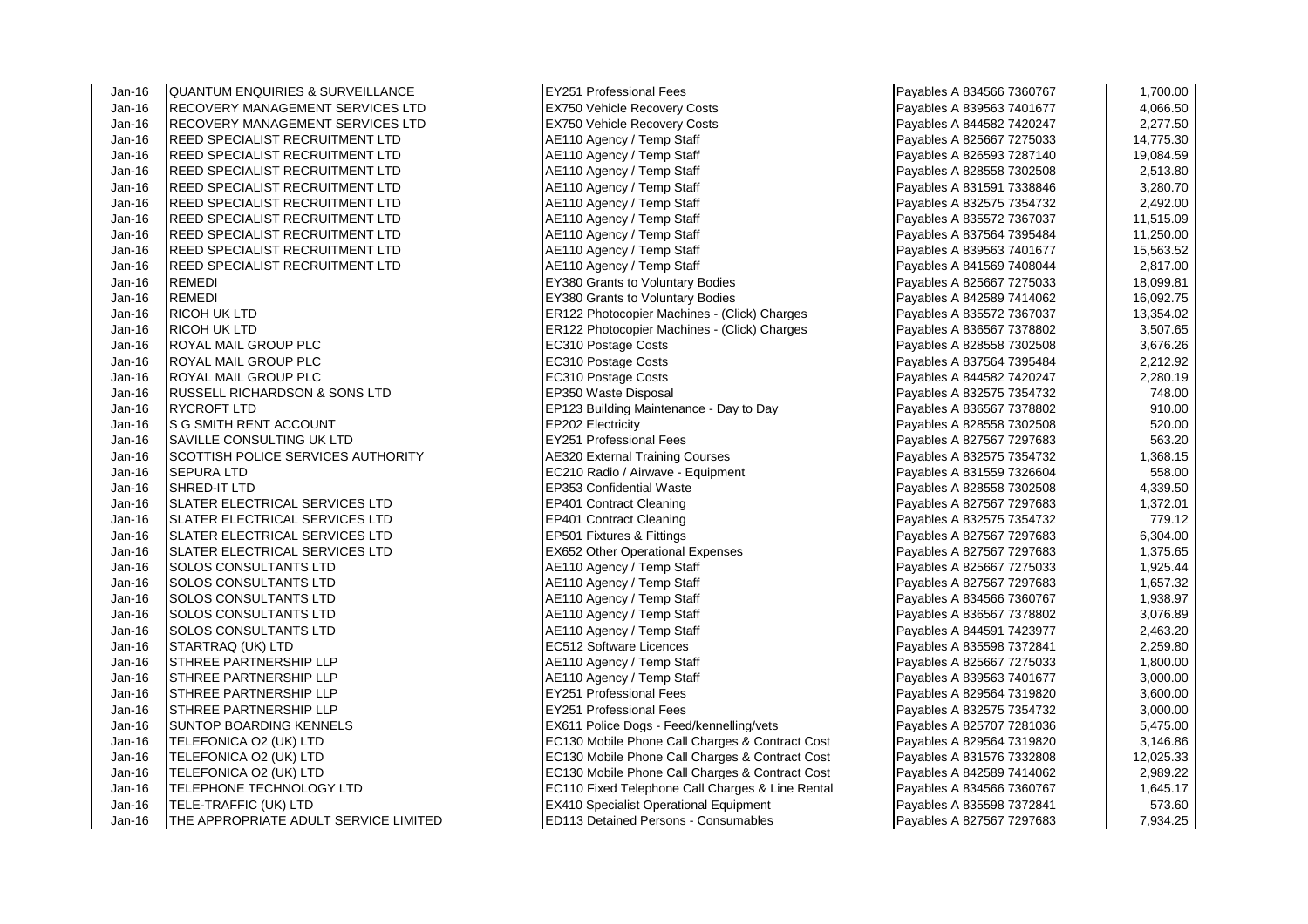| | | | | |
|---|---|---|---|---|
| Jan-16 | QUANTUM ENQUIRIES & SURVEILLANCE | EY251 Professional Fees | Payables A 834566 7360767 | 1,700.00 |
| Jan-16 | RECOVERY MANAGEMENT SERVICES LTD | EX750 Vehicle Recovery Costs | Payables A 839563 7401677 | 4,066.50 |
| Jan-16 | RECOVERY MANAGEMENT SERVICES LTD | EX750 Vehicle Recovery Costs | Payables A 844582 7420247 | 2,277.50 |
| Jan-16 | REED SPECIALIST RECRUITMENT LTD | AE110 Agency / Temp Staff | Payables A 825667 7275033 | 14,775.30 |
| Jan-16 | REED SPECIALIST RECRUITMENT LTD | AE110 Agency / Temp Staff | Payables A 826593 7287140 | 19,084.59 |
| Jan-16 | REED SPECIALIST RECRUITMENT LTD | AE110 Agency / Temp Staff | Payables A 828558 7302508 | 2,513.80 |
| Jan-16 | REED SPECIALIST RECRUITMENT LTD | AE110 Agency / Temp Staff | Payables A 831591 7338846 | 3,280.70 |
| Jan-16 | REED SPECIALIST RECRUITMENT LTD | AE110 Agency / Temp Staff | Payables A 832575 7354732 | 2,492.00 |
| Jan-16 | REED SPECIALIST RECRUITMENT LTD | AE110 Agency / Temp Staff | Payables A 835572 7367037 | 11,515.09 |
| Jan-16 | REED SPECIALIST RECRUITMENT LTD | AE110 Agency / Temp Staff | Payables A 837564 7395484 | 11,250.00 |
| Jan-16 | REED SPECIALIST RECRUITMENT LTD | AE110 Agency / Temp Staff | Payables A 839563 7401677 | 15,563.52 |
| Jan-16 | REED SPECIALIST RECRUITMENT LTD | AE110 Agency / Temp Staff | Payables A 841569 7408044 | 2,817.00 |
| Jan-16 | REMEDI | EY380 Grants to Voluntary Bodies | Payables A 825667 7275033 | 18,099.81 |
| Jan-16 | REMEDI | EY380 Grants to Voluntary Bodies | Payables A 842589 7414062 | 16,092.75 |
| Jan-16 | RICOH UK LTD | ER122 Photocopier Machines - (Click) Charges | Payables A 835572 7367037 | 13,354.02 |
| Jan-16 | RICOH UK LTD | ER122 Photocopier Machines - (Click) Charges | Payables A 836567 7378802 | 3,507.65 |
| Jan-16 | ROYAL MAIL GROUP PLC | EC310 Postage Costs | Payables A 828558 7302508 | 3,676.26 |
| Jan-16 | ROYAL MAIL GROUP PLC | EC310 Postage Costs | Payables A 837564 7395484 | 2,212.92 |
| Jan-16 | ROYAL MAIL GROUP PLC | EC310 Postage Costs | Payables A 844582 7420247 | 2,280.19 |
| Jan-16 | RUSSELL RICHARDSON & SONS LTD | EP350 Waste Disposal | Payables A 832575 7354732 | 748.00 |
| Jan-16 | RYCROFT LTD | EP123 Building Maintenance - Day to Day | Payables A 836567 7378802 | 910.00 |
| Jan-16 | S G SMITH RENT ACCOUNT | EP202 Electricity | Payables A 828558 7302508 | 520.00 |
| Jan-16 | SAVILLE CONSULTING UK LTD | EY251 Professional Fees | Payables A 827567 7297683 | 563.20 |
| Jan-16 | SCOTTISH POLICE SERVICES AUTHORITY | AE320 External Training Courses | Payables A 832575 7354732 | 1,368.15 |
| Jan-16 | SEPURA LTD | EC210 Radio / Airwave - Equipment | Payables A 831559 7326604 | 558.00 |
| Jan-16 | SHRED-IT LTD | EP353 Confidential Waste | Payables A 828558 7302508 | 4,339.50 |
| Jan-16 | SLATER ELECTRICAL SERVICES LTD | EP401 Contract Cleaning | Payables A 827567 7297683 | 1,372.01 |
| Jan-16 | SLATER ELECTRICAL SERVICES LTD | EP401 Contract Cleaning | Payables A 832575 7354732 | 779.12 |
| Jan-16 | SLATER ELECTRICAL SERVICES LTD | EP501 Fixtures & Fittings | Payables A 827567 7297683 | 6,304.00 |
| Jan-16 | SLATER ELECTRICAL SERVICES LTD | EX652 Other Operational Expenses | Payables A 827567 7297683 | 1,375.65 |
| Jan-16 | SOLOS CONSULTANTS LTD | AE110 Agency / Temp Staff | Payables A 825667 7275033 | 1,925.44 |
| Jan-16 | SOLOS CONSULTANTS LTD | AE110 Agency / Temp Staff | Payables A 827567 7297683 | 1,657.32 |
| Jan-16 | SOLOS CONSULTANTS LTD | AE110 Agency / Temp Staff | Payables A 834566 7360767 | 1,938.97 |
| Jan-16 | SOLOS CONSULTANTS LTD | AE110 Agency / Temp Staff | Payables A 836567 7378802 | 3,076.89 |
| Jan-16 | SOLOS CONSULTANTS LTD | AE110 Agency / Temp Staff | Payables A 844591 7423977 | 2,463.20 |
| Jan-16 | STARTRAQ (UK) LTD | EC512 Software Licences | Payables A 835598 7372841 | 2,259.80 |
| Jan-16 | STHREE PARTNERSHIP LLP | AE110 Agency / Temp Staff | Payables A 825667 7275033 | 1,800.00 |
| Jan-16 | STHREE PARTNERSHIP LLP | AE110 Agency / Temp Staff | Payables A 839563 7401677 | 3,000.00 |
| Jan-16 | STHREE PARTNERSHIP LLP | EY251 Professional Fees | Payables A 829564 7319820 | 3,600.00 |
| Jan-16 | STHREE PARTNERSHIP LLP | EY251 Professional Fees | Payables A 832575 7354732 | 3,000.00 |
| Jan-16 | SUNTOP BOARDING KENNELS | EX611 Police Dogs - Feed/kennelling/vets | Payables A 825707 7281036 | 5,475.00 |
| Jan-16 | TELEFONICA O2 (UK) LTD | EC130 Mobile Phone Call Charges & Contract Cost | Payables A 829564 7319820 | 3,146.86 |
| Jan-16 | TELEFONICA O2 (UK) LTD | EC130 Mobile Phone Call Charges & Contract Cost | Payables A 831576 7332808 | 12,025.33 |
| Jan-16 | TELEFONICA O2 (UK) LTD | EC130 Mobile Phone Call Charges & Contract Cost | Payables A 842589 7414062 | 2,989.22 |
| Jan-16 | TELEPHONE TECHNOLOGY LTD | EC110 Fixed Telephone Call Charges & Line Rental | Payables A 834566 7360767 | 1,645.17 |
| Jan-16 | TELE-TRAFFIC (UK) LTD | EX410 Specialist Operational Equipment | Payables A 835598 7372841 | 573.60 |
| Jan-16 | THE APPROPRIATE ADULT SERVICE LIMITED | ED113 Detained Persons - Consumables | Payables A 827567 7297683 | 7,934.25 |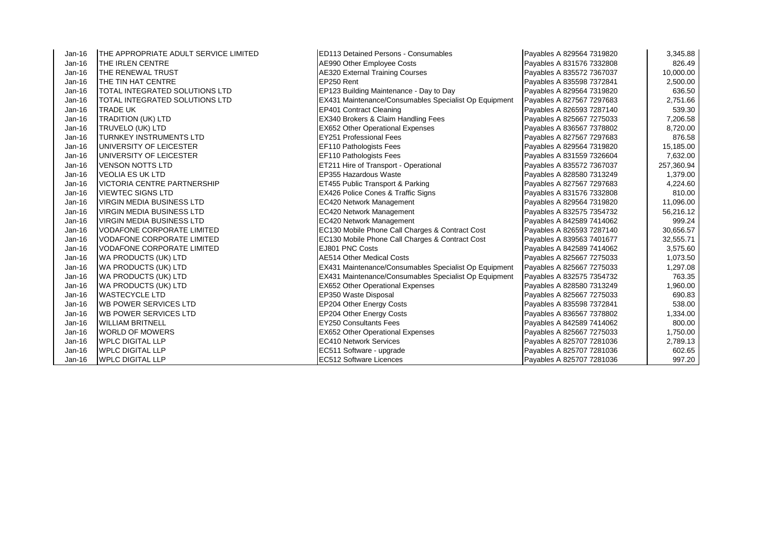| | | | | |
|---|---|---|---|---|
| Jan-16 | THE APPROPRIATE ADULT SERVICE LIMITED | ED113 Detained Persons - Consumables | Payables A 829564 7319820 | 3,345.88 |
| Jan-16 | THE IRLEN CENTRE | AE990 Other Employee Costs | Payables A 831576 7332808 | 826.49 |
| Jan-16 | THE RENEWAL TRUST | AE320 External Training Courses | Payables A 835572 7367037 | 10,000.00 |
| Jan-16 | THE TIN HAT CENTRE | EP250 Rent | Payables A 835598 7372841 | 2,500.00 |
| Jan-16 | TOTAL INTEGRATED SOLUTIONS LTD | EP123 Building Maintenance - Day to Day | Payables A 829564 7319820 | 636.50 |
| Jan-16 | TOTAL INTEGRATED SOLUTIONS LTD | EX431 Maintenance/Consumables Specialist Op Equipment | Payables A 827567 7297683 | 2,751.66 |
| Jan-16 | TRADE UK | EP401 Contract Cleaning | Payables A 826593 7287140 | 539.30 |
| Jan-16 | TRADITION (UK) LTD | EX340 Brokers & Claim Handling Fees | Payables A 825667 7275033 | 7,206.58 |
| Jan-16 | TRUVELO (UK) LTD | EX652 Other Operational Expenses | Payables A 836567 7378802 | 8,720.00 |
| Jan-16 | TURNKEY INSTRUMENTS LTD | EY251 Professional Fees | Payables A 827567 7297683 | 876.58 |
| Jan-16 | UNIVERSITY OF LEICESTER | EF110 Pathologists Fees | Payables A 829564 7319820 | 15,185.00 |
| Jan-16 | UNIVERSITY OF LEICESTER | EF110 Pathologists Fees | Payables A 831559 7326604 | 7,632.00 |
| Jan-16 | VENSON NOTTS LTD | ET211 Hire of Transport - Operational | Payables A 835572 7367037 | 257,360.94 |
| Jan-16 | VEOLIA ES UK LTD | EP355 Hazardous Waste | Payables A 828580 7313249 | 1,379.00 |
| Jan-16 | VICTORIA CENTRE PARTNERSHIP | ET455 Public Transport & Parking | Payables A 827567 7297683 | 4,224.60 |
| Jan-16 | VIEWTEC SIGNS LTD | EX426 Police Cones & Traffic Signs | Payables A 831576 7332808 | 810.00 |
| Jan-16 | VIRGIN MEDIA BUSINESS LTD | EC420 Network Management | Payables A 829564 7319820 | 11,096.00 |
| Jan-16 | VIRGIN MEDIA BUSINESS LTD | EC420 Network Management | Payables A 832575 7354732 | 56,216.12 |
| Jan-16 | VIRGIN MEDIA BUSINESS LTD | EC420 Network Management | Payables A 842589 7414062 | 999.24 |
| Jan-16 | VODAFONE CORPORATE LIMITED | EC130 Mobile Phone Call Charges & Contract Cost | Payables A 826593 7287140 | 30,656.57 |
| Jan-16 | VODAFONE CORPORATE LIMITED | EC130 Mobile Phone Call Charges & Contract Cost | Payables A 839563 7401677 | 32,555.71 |
| Jan-16 | VODAFONE CORPORATE LIMITED | EJ801 PNC Costs | Payables A 842589 7414062 | 3,575.60 |
| Jan-16 | WA PRODUCTS (UK) LTD | AE514 Other Medical Costs | Payables A 825667 7275033 | 1,073.50 |
| Jan-16 | WA PRODUCTS (UK) LTD | EX431 Maintenance/Consumables Specialist Op Equipment | Payables A 825667 7275033 | 1,297.08 |
| Jan-16 | WA PRODUCTS (UK) LTD | EX431 Maintenance/Consumables Specialist Op Equipment | Payables A 832575 7354732 | 763.35 |
| Jan-16 | WA PRODUCTS (UK) LTD | EX652 Other Operational Expenses | Payables A 828580 7313249 | 1,960.00 |
| Jan-16 | WASTECYCLE LTD | EP350 Waste Disposal | Payables A 825667 7275033 | 690.83 |
| Jan-16 | WB POWER SERVICES LTD | EP204 Other Energy Costs | Payables A 835598 7372841 | 538.00 |
| Jan-16 | WB POWER SERVICES LTD | EP204 Other Energy Costs | Payables A 836567 7378802 | 1,334.00 |
| Jan-16 | WILLIAM BRITNELL | EY250 Consultants Fees | Payables A 842589 7414062 | 800.00 |
| Jan-16 | WORLD OF MOWERS | EX652 Other Operational Expenses | Payables A 825667 7275033 | 1,750.00 |
| Jan-16 | WPLC DIGITAL LLP | EC410 Network Services | Payables A 825707 7281036 | 2,789.13 |
| Jan-16 | WPLC DIGITAL LLP | EC511 Software - upgrade | Payables A 825707 7281036 | 602.65 |
| Jan-16 | WPLC DIGITAL LLP | EC512 Software Licences | Payables A 825707 7281036 | 997.20 |